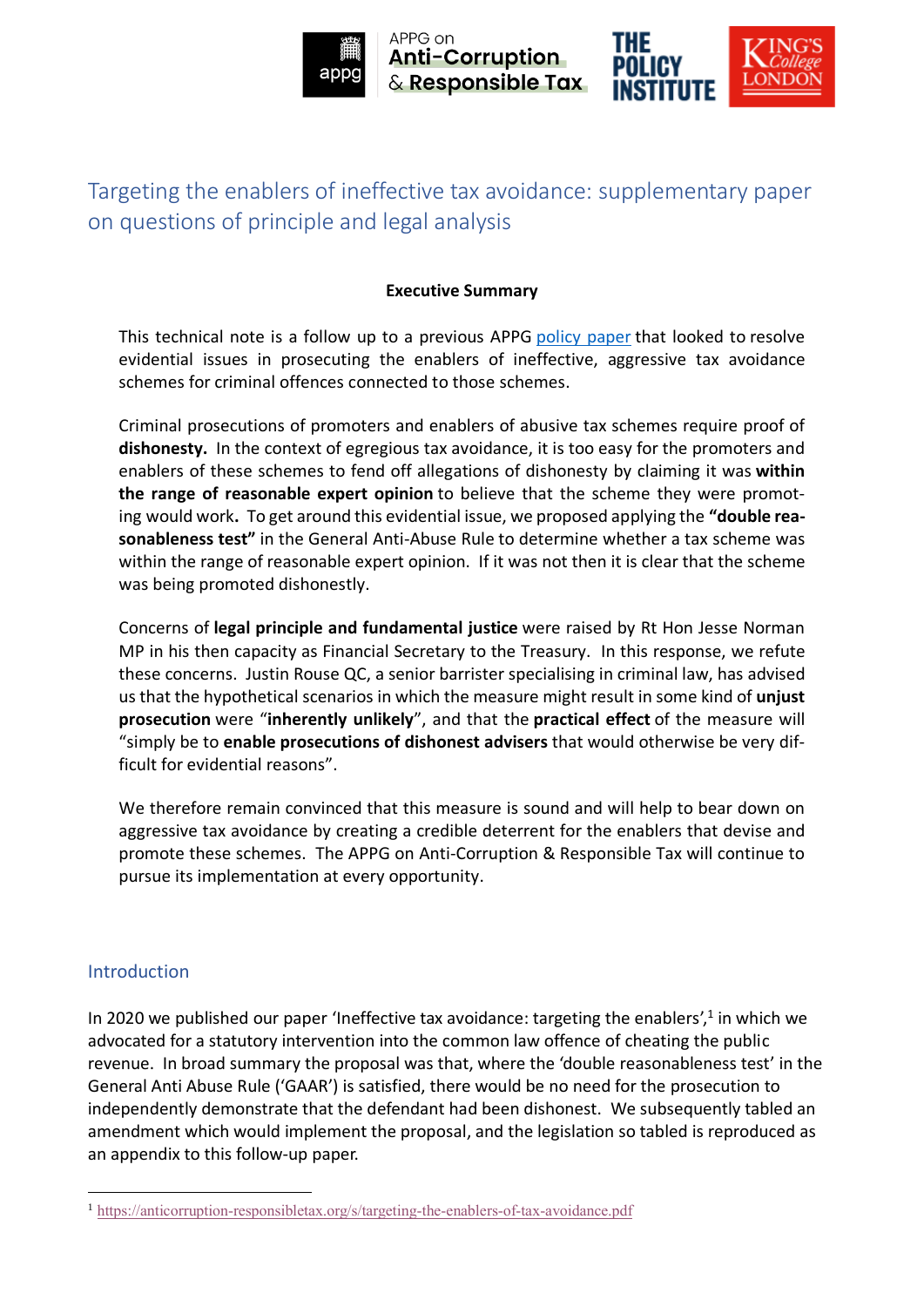# Targeting the enablers of ineffective tax avoidance: supplementary paper on questions of principle and legal analysis

**Executive Summary**

This technical note is a follow up to a previous APPG policy paper that looked to resolve evidential issues in prosecuting the enablers of ineffective, aggressive tax avoidance schemes for criminal offences connected to those schemes.

Criminal prosecutions of promoters and enablers of abusive tax schemes require proof of **dishonesty.** In the context of egregious tax avoidance, it is too easy for the promoters and enablers of these schemes to fend off allegations of dishonesty by claiming it was **within the range of reasonable expert opinion** to believe that the scheme they were promoting would work**.** To get around this evidential issue, we proposed applying the **"double reasonableness test"** in the General Anti-Abuse Rule to determine whether a tax scheme was within the range of reasonable expert opinion. If it was not then it is clear that the scheme was being promoted dishonestly.

Concerns of **legal principle and fundamental justice** were raised by Rt Hon Jesse Norman MP in his then capacity as Financial Secretary to the Treasury. In this response, we refute these concerns. Justin Rouse QC, a senior barrister specialising in criminal law, has advised us that the hypothetical scenarios in which the measure might result in some kind of **unjust prosecution** were "**inherently unlikely**", and that the **practical effect** of the measure will "simply be to **enable prosecutions of dishonest advisers** that would otherwise be very difficult for evidential reasons".

We therefore remain convinced that this measure is sound and will help to bear down on aggressive tax avoidance by creating a credible deterrent for the enablers that devise and promote these schemes. The APPG on Anti-Corruption & Responsible Tax will continue to pursue its implementation at every opportunity.

## Introduction

In 2020 we published our paper 'Ineffective tax avoidance: targeting the enablers',[1] in which we advocated for a statutory intervention into the common law offence of cheating the public revenue. In broad summary the proposal was that, where the 'double reasonableness test' in the General Anti Abuse Rule ('GAAR') is satisfied, there would be no need for the prosecution to independently demonstrate that the defendant had been dishonest. We subsequently tabled an amendment which would implement the proposal, and the legislation so tabled is reproduced as an appendix to this follow-up paper.

[1] https://anticorruption-responsibletax.org/s/targeting-the-enablers-of-tax-avoidance.pdf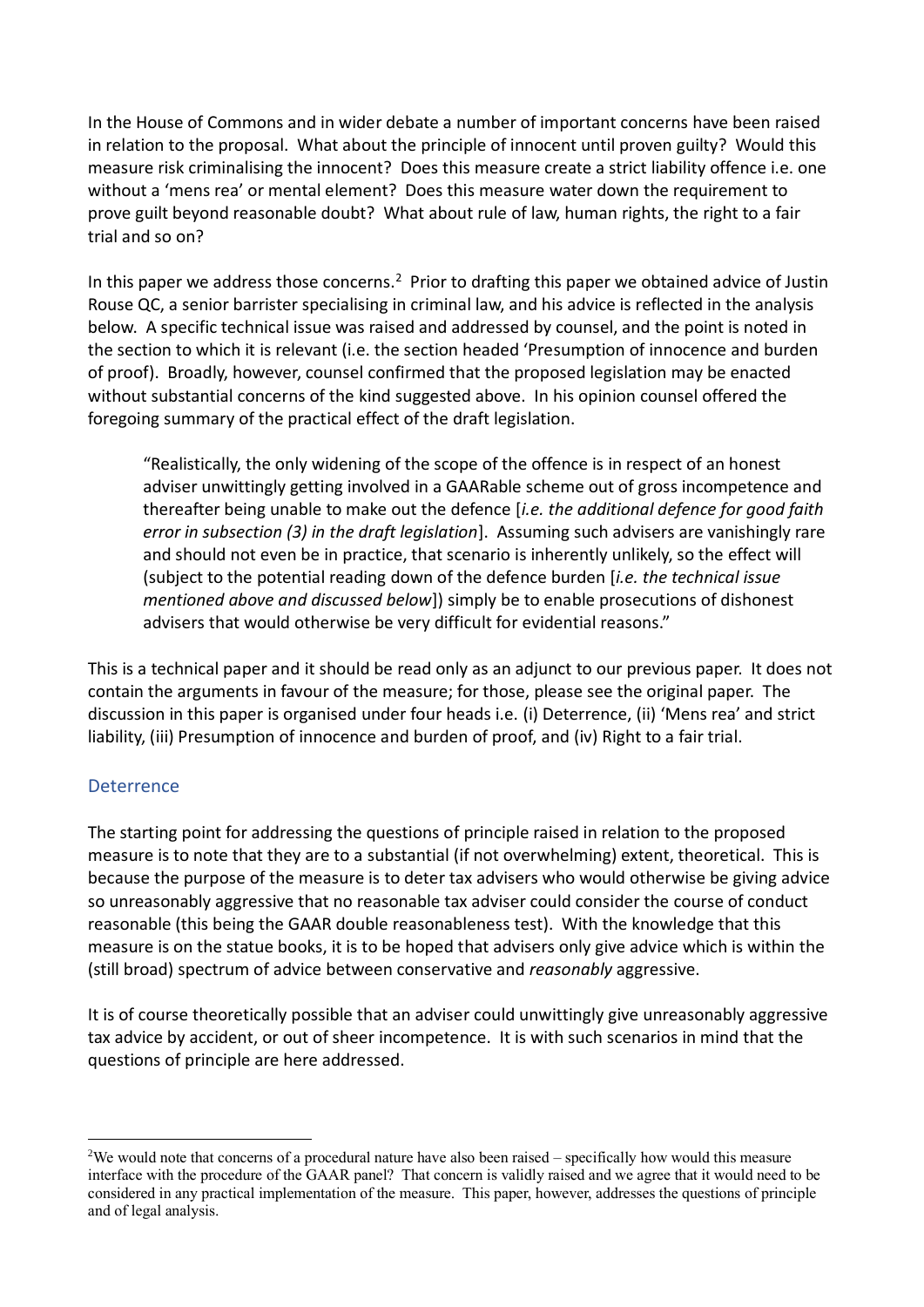In the House of Commons and in wider debate a number of important concerns have been raised in relation to the proposal. What about the principle of innocent until proven guilty? Would this measure risk criminalising the innocent? Does this measure create a strict liability offence i.e. one without a 'mens rea' or mental element? Does this measure water down the requirement to prove guilt beyond reasonable doubt? What about rule of law, human rights, the right to a fair trial and so on?

In this paper we address those concerns.[2] Prior to drafting this paper we obtained advice of Justin Rouse QC, a senior barrister specialising in criminal law, and his advice is reflected in the analysis below. A specific technical issue was raised and addressed by counsel, and the point is noted in the section to which it is relevant (i.e. the section headed 'Presumption of innocence and burden of proof). Broadly, however, counsel confirmed that the proposed legislation may be enacted without substantial concerns of the kind suggested above. In his opinion counsel offered the foregoing summary of the practical effect of the draft legislation.

> "Realistically, the only widening of the scope of the offence is in respect of an honest adviser unwittingly getting involved in a GAARable scheme out of gross incompetence and thereafter being unable to make out the defence [*i.e. the additional defence for good faith error in subsection (3) in the draft legislation*]. Assuming such advisers are vanishingly rare and should not even be in practice, that scenario is inherently unlikely, so the effect will (subject to the potential reading down of the defence burden [*i.e. the technical issue mentioned above and discussed below*]) simply be to enable prosecutions of dishonest advisers that would otherwise be very difficult for evidential reasons."

This is a technical paper and it should be read only as an adjunct to our previous paper. It does not contain the arguments in favour of the measure; for those, please see the original paper. The discussion in this paper is organised under four heads i.e. (i) Deterrence, (ii) 'Mens rea' and strict liability, (iii) Presumption of innocence and burden of proof, and (iv) Right to a fair trial.

## Deterrence

The starting point for addressing the questions of principle raised in relation to the proposed measure is to note that they are to a substantial (if not overwhelming) extent, theoretical. This is because the purpose of the measure is to deter tax advisers who would otherwise be giving advice so unreasonably aggressive that no reasonable tax adviser could consider the course of conduct reasonable (this being the GAAR double reasonableness test). With the knowledge that this measure is on the statue books, it is to be hoped that advisers only give advice which is within the (still broad) spectrum of advice between conservative and *reasonably* aggressive.

It is of course theoretically possible that an adviser could unwittingly give unreasonably aggressive tax advice by accident, or out of sheer incompetence. It is with such scenarios in mind that the questions of principle are here addressed.

---

[2] We would note that concerns of a procedural nature have also been raised – specifically how would this measure interface with the procedure of the GAAR panel? That concern is validly raised and we agree that it would need to be considered in any practical implementation of the measure. This paper, however, addresses the questions of principle and of legal analysis.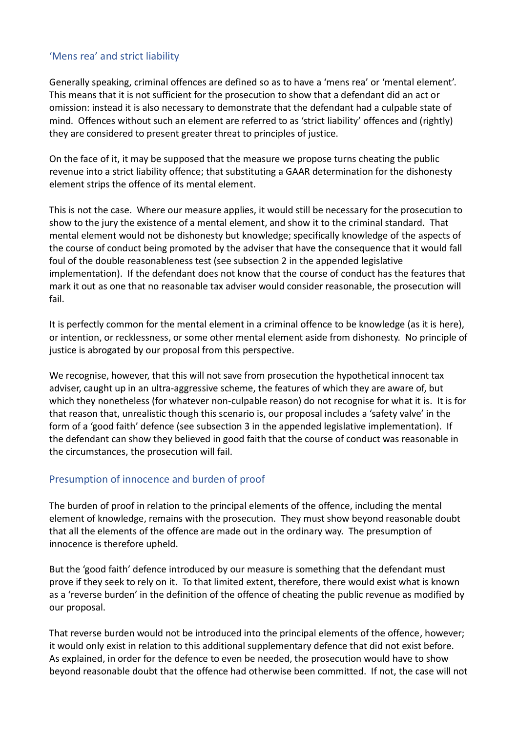## 'Mens rea' and strict liability

Generally speaking, criminal offences are defined so as to have a 'mens rea' or 'mental element'. This means that it is not sufficient for the prosecution to show that a defendant did an act or omission: instead it is also necessary to demonstrate that the defendant had a culpable state of mind. Offences without such an element are referred to as 'strict liability' offences and (rightly) they are considered to present greater threat to principles of justice.

On the face of it, it may be supposed that the measure we propose turns cheating the public revenue into a strict liability offence; that substituting a GAAR determination for the dishonesty element strips the offence of its mental element.

This is not the case. Where our measure applies, it would still be necessary for the prosecution to show to the jury the existence of a mental element, and show it to the criminal standard. That mental element would not be dishonesty but knowledge; specifically knowledge of the aspects of the course of conduct being promoted by the adviser that have the consequence that it would fall foul of the double reasonableness test (see subsection 2 in the appended legislative implementation). If the defendant does not know that the course of conduct has the features that mark it out as one that no reasonable tax adviser would consider reasonable, the prosecution will fail.

It is perfectly common for the mental element in a criminal offence to be knowledge (as it is here), or intention, or recklessness, or some other mental element aside from dishonesty. No principle of justice is abrogated by our proposal from this perspective.

We recognise, however, that this will not save from prosecution the hypothetical innocent tax adviser, caught up in an ultra-aggressive scheme, the features of which they are aware of, but which they nonetheless (for whatever non-culpable reason) do not recognise for what it is. It is for that reason that, unrealistic though this scenario is, our proposal includes a 'safety valve' in the form of a 'good faith' defence (see subsection 3 in the appended legislative implementation). If the defendant can show they believed in good faith that the course of conduct was reasonable in the circumstances, the prosecution will fail.

## Presumption of innocence and burden of proof

The burden of proof in relation to the principal elements of the offence, including the mental element of knowledge, remains with the prosecution. They must show beyond reasonable doubt that all the elements of the offence are made out in the ordinary way. The presumption of innocence is therefore upheld.

But the 'good faith' defence introduced by our measure is something that the defendant must prove if they seek to rely on it. To that limited extent, therefore, there would exist what is known as a 'reverse burden' in the definition of the offence of cheating the public revenue as modified by our proposal.

That reverse burden would not be introduced into the principal elements of the offence, however; it would only exist in relation to this additional supplementary defence that did not exist before. As explained, in order for the defence to even be needed, the prosecution would have to show beyond reasonable doubt that the offence had otherwise been committed. If not, the case will not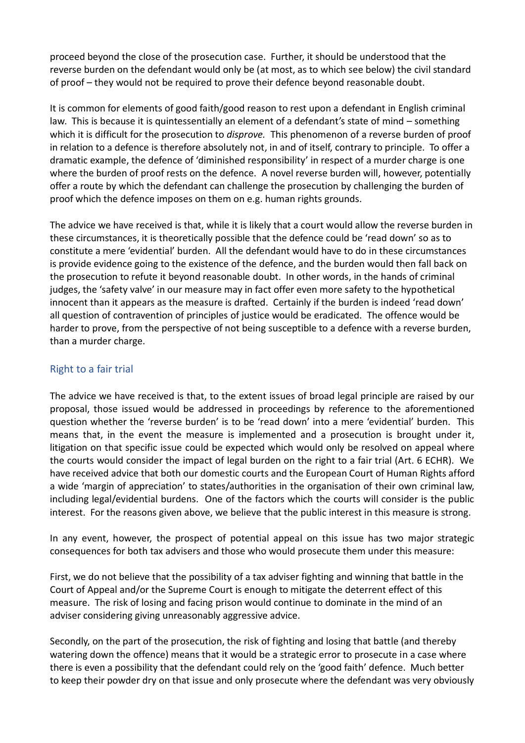proceed beyond the close of the prosecution case. Further, it should be understood that the reverse burden on the defendant would only be (at most, as to which see below) the civil standard of proof – they would not be required to prove their defence beyond reasonable doubt.

It is common for elements of good faith/good reason to rest upon a defendant in English criminal law. This is because it is quintessentially an element of a defendant's state of mind – something which it is difficult for the prosecution to *disprove.* This phenomenon of a reverse burden of proof in relation to a defence is therefore absolutely not, in and of itself, contrary to principle. To offer a dramatic example, the defence of 'diminished responsibility' in respect of a murder charge is one where the burden of proof rests on the defence. A novel reverse burden will, however, potentially offer a route by which the defendant can challenge the prosecution by challenging the burden of proof which the defence imposes on them on e.g. human rights grounds.

The advice we have received is that, while it is likely that a court would allow the reverse burden in these circumstances, it is theoretically possible that the defence could be 'read down' so as to constitute a mere 'evidential' burden. All the defendant would have to do in these circumstances is provide evidence going to the existence of the defence, and the burden would then fall back on the prosecution to refute it beyond reasonable doubt. In other words, in the hands of criminal judges, the 'safety valve' in our measure may in fact offer even more safety to the hypothetical innocent than it appears as the measure is drafted. Certainly if the burden is indeed 'read down' all question of contravention of principles of justice would be eradicated. The offence would be harder to prove, from the perspective of not being susceptible to a defence with a reverse burden, than a murder charge.

## Right to a fair trial

The advice we have received is that, to the extent issues of broad legal principle are raised by our proposal, those issued would be addressed in proceedings by reference to the aforementioned question whether the 'reverse burden' is to be 'read down' into a mere 'evidential' burden. This means that, in the event the measure is implemented and a prosecution is brought under it, litigation on that specific issue could be expected which would only be resolved on appeal where the courts would consider the impact of legal burden on the right to a fair trial (Art. 6 ECHR). We have received advice that both our domestic courts and the European Court of Human Rights afford a wide 'margin of appreciation' to states/authorities in the organisation of their own criminal law, including legal/evidential burdens. One of the factors which the courts will consider is the public interest. For the reasons given above, we believe that the public interest in this measure is strong.

In any event, however, the prospect of potential appeal on this issue has two major strategic consequences for both tax advisers and those who would prosecute them under this measure:

First, we do not believe that the possibility of a tax adviser fighting and winning that battle in the Court of Appeal and/or the Supreme Court is enough to mitigate the deterrent effect of this measure. The risk of losing and facing prison would continue to dominate in the mind of an adviser considering giving unreasonably aggressive advice.

Secondly, on the part of the prosecution, the risk of fighting and losing that battle (and thereby watering down the offence) means that it would be a strategic error to prosecute in a case where there is even a possibility that the defendant could rely on the 'good faith' defence. Much better to keep their powder dry on that issue and only prosecute where the defendant was very obviously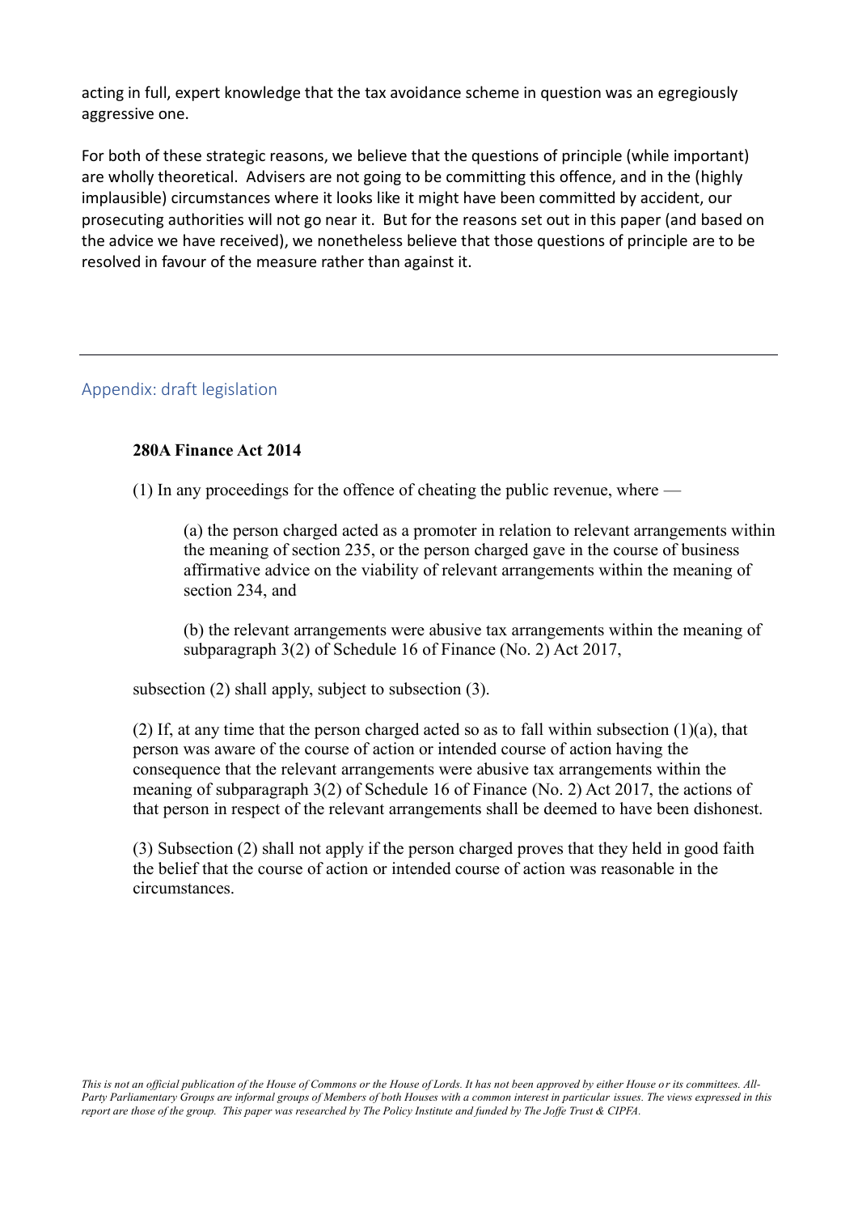acting in full, expert knowledge that the tax avoidance scheme in question was an egregiously aggressive one.

For both of these strategic reasons, we believe that the questions of principle (while important) are wholly theoretical. Advisers are not going to be committing this offence, and in the (highly implausible) circumstances where it looks like it might have been committed by accident, our prosecuting authorities will not go near it. But for the reasons set out in this paper (and based on the advice we have received), we nonetheless believe that those questions of principle are to be resolved in favour of the measure rather than against it.

---

## Appendix: draft legislation

**280A Finance Act 2014**

(1) In any proceedings for the offence of cheating the public revenue, where —

(a) the person charged acted as a promoter in relation to relevant arrangements within the meaning of section 235, or the person charged gave in the course of business affirmative advice on the viability of relevant arrangements within the meaning of section 234, and

(b) the relevant arrangements were abusive tax arrangements within the meaning of subparagraph 3(2) of Schedule 16 of Finance (No. 2) Act 2017,

subsection (2) shall apply, subject to subsection (3).

(2) If, at any time that the person charged acted so as to fall within subsection (1)(a), that person was aware of the course of action or intended course of action having the consequence that the relevant arrangements were abusive tax arrangements within the meaning of subparagraph 3(2) of Schedule 16 of Finance (No. 2) Act 2017, the actions of that person in respect of the relevant arrangements shall be deemed to have been dishonest.

(3) Subsection (2) shall not apply if the person charged proves that they held in good faith the belief that the course of action or intended course of action was reasonable in the circumstances.

*This is not an official publication of the House of Commons or the House of Lords. It has not been approved by either House or its committees. All-Party Parliamentary Groups are informal groups of Members of both Houses with a common interest in particular issues. The views expressed in this report are those of the group. This paper was researched by The Policy Institute and funded by The Joffe Trust & CIPFA.*